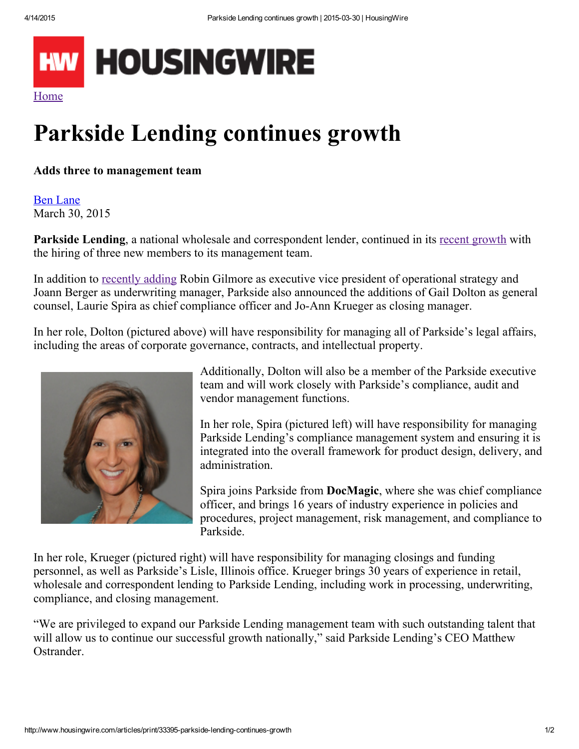HOUSINGWIRE

Home

# Parkside Lending continues growth

**Adds three to management team**

Ben Lane
March 30, 2015

**Parkside Lending**, a national wholesale and correspondent lender, continued in its recent growth with the hiring of three new members to its management team.

In addition to recently adding Robin Gilmore as executive vice president of operational strategy and Joann Berger as underwriting manager, Parkside also announced the additions of Gail Dolton as general counsel, Laurie Spira as chief compliance officer and Jo-Ann Krueger as closing manager.

In her role, Dolton (pictured above) will have responsibility for managing all of Parkside's legal affairs, including the areas of corporate governance, contracts, and intellectual property.

Additionally, Dolton will also be a member of the Parkside executive team and will work closely with Parkside's compliance, audit and vendor management functions.

In her role, Spira (pictured left) will have responsibility for managing Parkside Lending's compliance management system and ensuring it is integrated into the overall framework for product design, delivery, and administration.

Spira joins Parkside from **DocMagic**, where she was chief compliance officer, and brings 16 years of industry experience in policies and procedures, project management, risk management, and compliance to Parkside.

In her role, Krueger (pictured right) will have responsibility for managing closings and funding personnel, as well as Parkside's Lisle, Illinois office. Krueger brings 30 years of experience in retail, wholesale and correspondent lending to Parkside Lending, including work in processing, underwriting, compliance, and closing management.

"We are privileged to expand our Parkside Lending management team with such outstanding talent that will allow us to continue our successful growth nationally," said Parkside Lending's CEO Matthew Ostrander.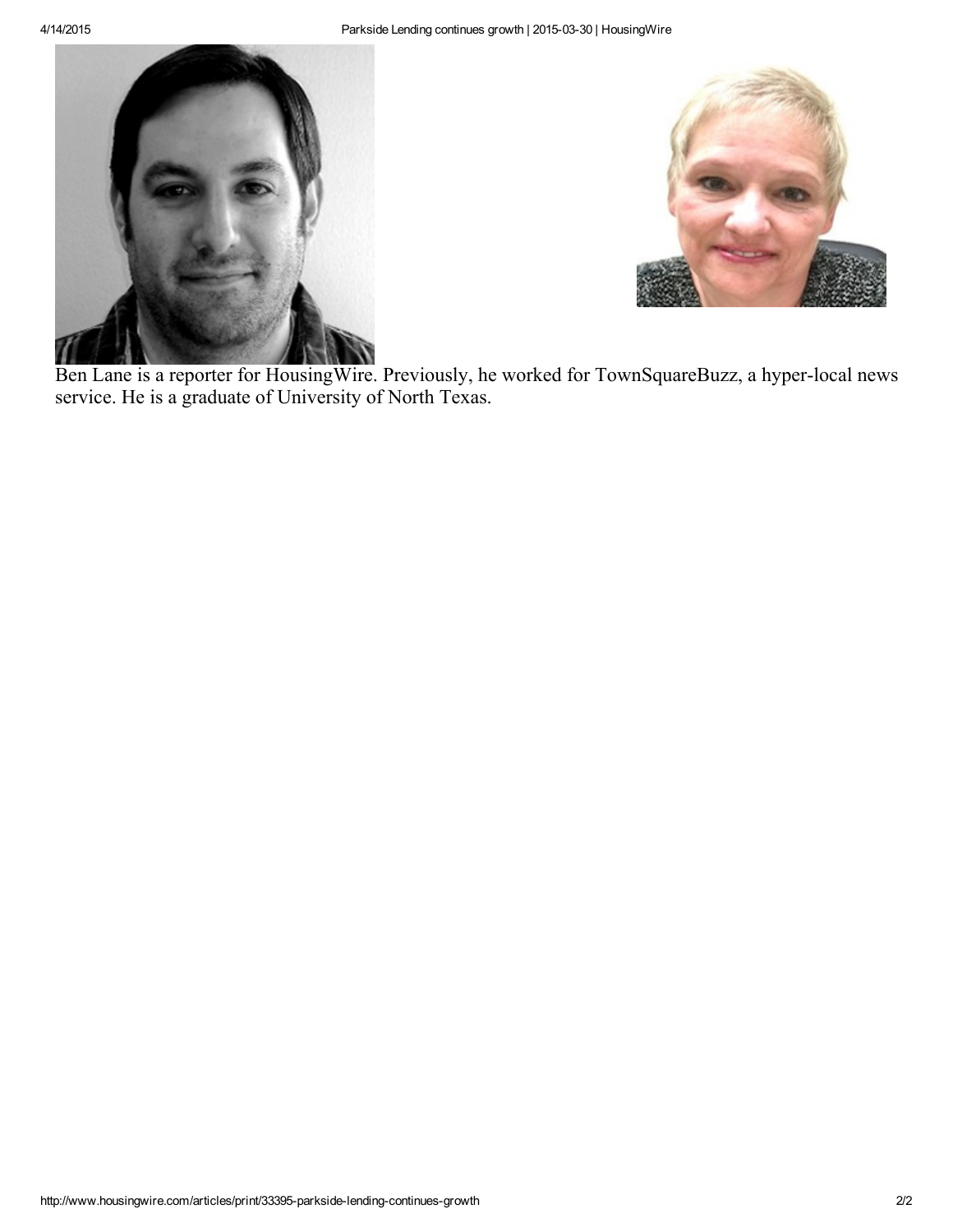Ben Lane is a reporter for HousingWire. Previously, he worked for TownSquareBuzz, a hyper-local news service. He is a graduate of University of North Texas.